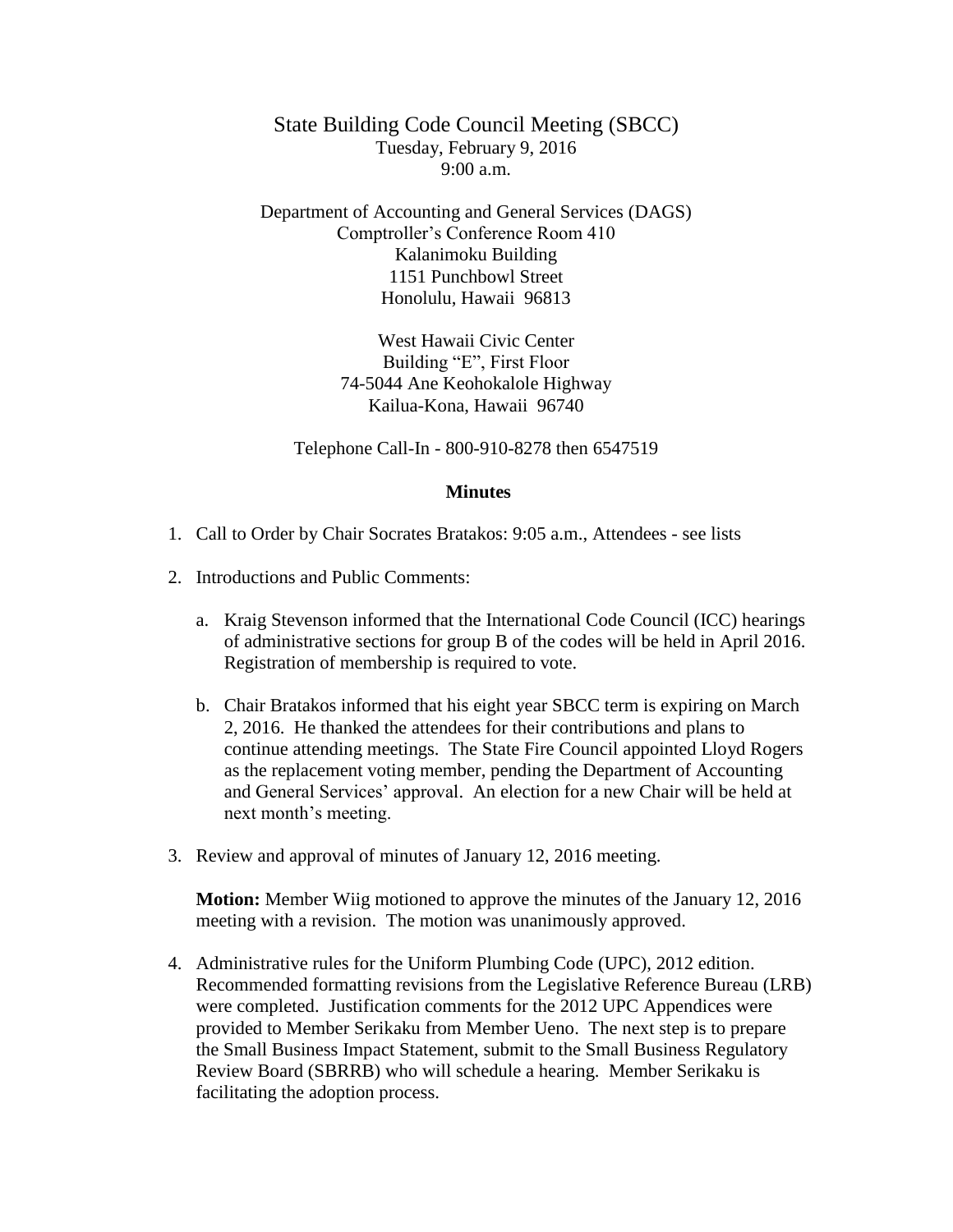State Building Code Council Meeting (SBCC)
Tuesday, February 9, 2016
9:00 a.m.

Department of Accounting and General Services (DAGS)
Comptroller's Conference Room 410
Kalanimoku Building
1151 Punchbowl Street
Honolulu, Hawaii 96813

West Hawaii Civic Center
Building "E", First Floor
74-5044 Ane Keohokalole Highway
Kailua-Kona, Hawaii 96740

Telephone Call-In - 800-910-8278 then 6547519

**Minutes**

1. Call to Order by Chair Socrates Bratakos: 9:05 a.m., Attendees - see lists

2. Introductions and Public Comments:

    a. Kraig Stevenson informed that the International Code Council (ICC) hearings of administrative sections for group B of the codes will be held in April 2016. Registration of membership is required to vote.

    b. Chair Bratakos informed that his eight year SBCC term is expiring on March 2, 2016. He thanked the attendees for their contributions and plans to continue attending meetings. The State Fire Council appointed Lloyd Rogers as the replacement voting member, pending the Department of Accounting and General Services' approval. An election for a new Chair will be held at next month's meeting.

3. Review and approval of minutes of January 12, 2016 meeting.

    **Motion:** Member Wiig motioned to approve the minutes of the January 12, 2016 meeting with a revision. The motion was unanimously approved.

4. Administrative rules for the Uniform Plumbing Code (UPC), 2012 edition. Recommended formatting revisions from the Legislative Reference Bureau (LRB) were completed. Justification comments for the 2012 UPC Appendices were provided to Member Serikaku from Member Ueno. The next step is to prepare the Small Business Impact Statement, submit to the Small Business Regulatory Review Board (SBRRB) who will schedule a hearing. Member Serikaku is facilitating the adoption process.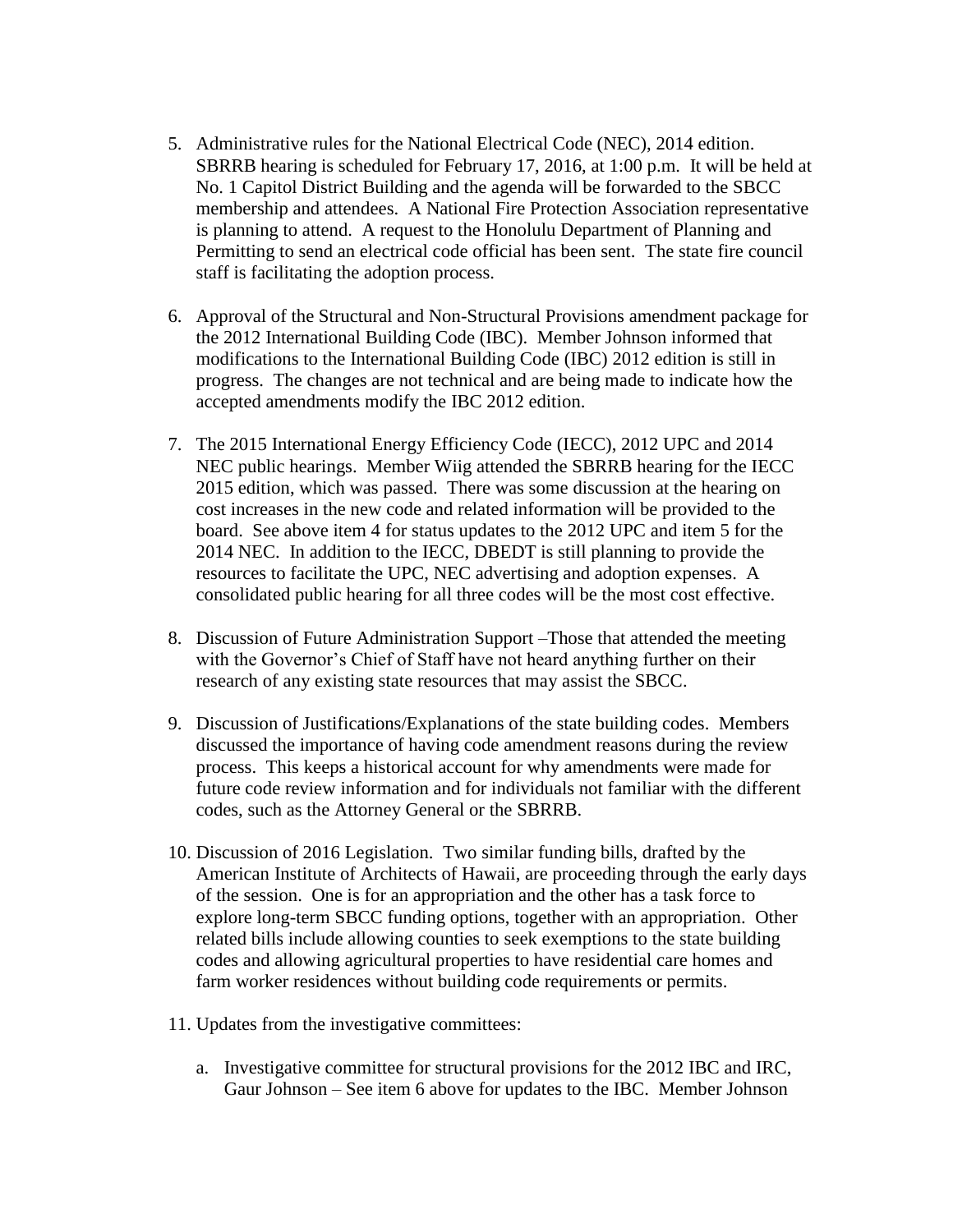5. Administrative rules for the National Electrical Code (NEC), 2014 edition. SBRRB hearing is scheduled for February 17, 2016, at 1:00 p.m. It will be held at No. 1 Capitol District Building and the agenda will be forwarded to the SBCC membership and attendees. A National Fire Protection Association representative is planning to attend. A request to the Honolulu Department of Planning and Permitting to send an electrical code official has been sent. The state fire council staff is facilitating the adoption process.

6. Approval of the Structural and Non-Structural Provisions amendment package for the 2012 International Building Code (IBC). Member Johnson informed that modifications to the International Building Code (IBC) 2012 edition is still in progress. The changes are not technical and are being made to indicate how the accepted amendments modify the IBC 2012 edition.

7. The 2015 International Energy Efficiency Code (IECC), 2012 UPC and 2014 NEC public hearings. Member Wiig attended the SBRRB hearing for the IECC 2015 edition, which was passed. There was some discussion at the hearing on cost increases in the new code and related information will be provided to the board. See above item 4 for status updates to the 2012 UPC and item 5 for the 2014 NEC. In addition to the IECC, DBEDT is still planning to provide the resources to facilitate the UPC, NEC advertising and adoption expenses. A consolidated public hearing for all three codes will be the most cost effective.

8. Discussion of Future Administration Support –Those that attended the meeting with the Governor's Chief of Staff have not heard anything further on their research of any existing state resources that may assist the SBCC.

9. Discussion of Justifications/Explanations of the state building codes. Members discussed the importance of having code amendment reasons during the review process. This keeps a historical account for why amendments were made for future code review information and for individuals not familiar with the different codes, such as the Attorney General or the SBRRB.

10. Discussion of 2016 Legislation. Two similar funding bills, drafted by the American Institute of Architects of Hawaii, are proceeding through the early days of the session. One is for an appropriation and the other has a task force to explore long-term SBCC funding options, together with an appropriation. Other related bills include allowing counties to seek exemptions to the state building codes and allowing agricultural properties to have residential care homes and farm worker residences without building code requirements or permits.

11. Updates from the investigative committees:

    a. Investigative committee for structural provisions for the 2012 IBC and IRC, Gaur Johnson – See item 6 above for updates to the IBC. Member Johnson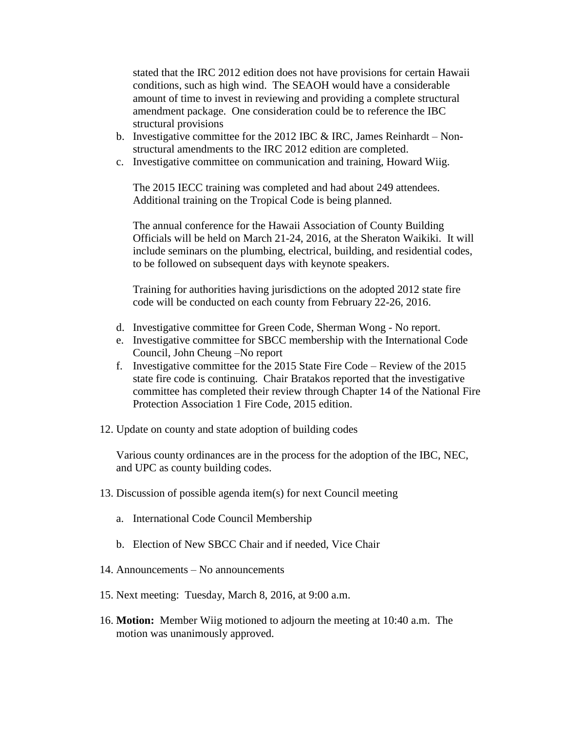stated that the IRC 2012 edition does not have provisions for certain Hawaii conditions, such as high wind. The SEAOH would have a considerable amount of time to invest in reviewing and providing a complete structural amendment package. One consideration could be to reference the IBC structural provisions

b. Investigative committee for the 2012 IBC & IRC, James Reinhardt – Non-structural amendments to the IRC 2012 edition are completed.

c. Investigative committee on communication and training, Howard Wiig.

   The 2015 IECC training was completed and had about 249 attendees. Additional training on the Tropical Code is being planned.

   The annual conference for the Hawaii Association of County Building Officials will be held on March 21-24, 2016, at the Sheraton Waikiki. It will include seminars on the plumbing, electrical, building, and residential codes, to be followed on subsequent days with keynote speakers.

   Training for authorities having jurisdictions on the adopted 2012 state fire code will be conducted on each county from February 22-26, 2016.

d. Investigative committee for Green Code, Sherman Wong - No report.

e. Investigative committee for SBCC membership with the International Code Council, John Cheung –No report

f. Investigative committee for the 2015 State Fire Code – Review of the 2015 state fire code is continuing. Chair Bratakos reported that the investigative committee has completed their review through Chapter 14 of the National Fire Protection Association 1 Fire Code, 2015 edition.

12. Update on county and state adoption of building codes

    Various county ordinances are in the process for the adoption of the IBC, NEC, and UPC as county building codes.

13. Discussion of possible agenda item(s) for next Council meeting

    a. International Code Council Membership

    b. Election of New SBCC Chair and if needed, Vice Chair

14. Announcements – No announcements

15. Next meeting: Tuesday, March 8, 2016, at 9:00 a.m.

16. **Motion:** Member Wiig motioned to adjourn the meeting at 10:40 a.m. The motion was unanimously approved.